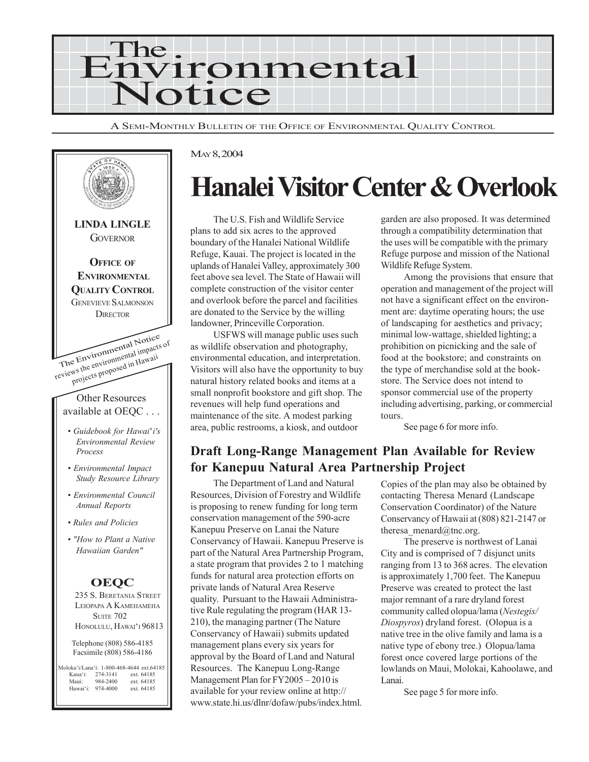# The Environmental Notice

A Semi-Monthly Bulletin of the Office of Environmental Quality Control

**LINDA LINGLE**
Governor

**Office of Environmental Quality Control**
Genevieve Salmonson
Director

The Environmental Notice reviews the environmental impacts of projects proposed in Hawaii

Other Resources available at OEQC . . .

- *Guidebook for Hawai'i's Environmental Review Process*
- *Environmental Impact Study Resource Library*
- *Environmental Council Annual Reports*
- *Rules and Policies*
- *"How to Plant a Native Hawaiian Garden"*

**OEQC**
235 S. Beretania Street
Leiopapa A Kamehameha
Suite 702
Honolulu, Hawai'i 96813

Telephone (808) 586-4185
Facsimile (808) 586-4186

Moloka'i/Lana'i: 1-800-468-4644 ext.64185
Kaua'i: 274-3141 ext. 64185
Maui: 984-2400 ext. 64185
Hawai'i: 974-4000 ext. 64185

May 8, 2004

# Hanalei Visitor Center & Overlook

The U.S. Fish and Wildlife Service plans to add six acres to the approved boundary of the Hanalei National Wildlife Refuge, Kauai. The project is located in the uplands of Hanalei Valley, approximately 300 feet above sea level. The State of Hawaii will complete construction of the visitor center and overlook before the parcel and facilities are donated to the Service by the willing landowner, Princeville Corporation.

USFWS will manage public uses such as wildlife observation and photography, environmental education, and interpretation. Visitors will also have the opportunity to buy natural history related books and items at a small nonprofit bookstore and gift shop. The revenues will help fund operations and maintenance of the site. A modest parking area, public restrooms, a kiosk, and outdoor garden are also proposed. It was determined through a compatibility determination that the uses will be compatible with the primary Refuge purpose and mission of the National Wildlife Refuge System.

Among the provisions that ensure that operation and management of the project will not have a significant effect on the environment are: daytime operating hours; the use of landscaping for aesthetics and privacy; minimal low-wattage, shielded lighting; a prohibition on picnicking and the sale of food at the bookstore; and constraints on the type of merchandise sold at the bookstore. The Service does not intend to sponsor commercial use of the property including advertising, parking, or commercial tours.

See page 6 for more info.

## Draft Long-Range Management Plan Available for Review for Kanepuu Natural Area Partnership Project

The Department of Land and Natural Resources, Division of Forestry and Wildlife is proposing to renew funding for long term conservation management of the 590-acre Kanepuu Preserve on Lanai the Nature Conservancy of Hawaii. Kanepuu Preserve is part of the Natural Area Partnership Program, a state program that provides 2 to 1 matching funds for natural area protection efforts on private lands of Natural Area Reserve quality. Pursuant to the Hawaii Administrative Rule regulating the program (HAR 13-210), the managing partner (The Nature Conservancy of Hawaii) submits updated management plans every six years for approval by the Board of Land and Natural Resources. The Kanepuu Long-Range Management Plan for FY2005 – 2010 is available for your review online at http://www.state.hi.us/dlnr/dofaw/pubs/index.html. Copies of the plan may also be obtained by contacting Theresa Menard (Landscape Conservation Coordinator) of the Nature Conservancy of Hawaii at (808) 821-2147 or theresa_menard@tnc.org.

The preserve is northwest of Lanai City and is comprised of 7 disjunct units ranging from 13 to 368 acres. The elevation is approximately 1,700 feet. The Kanepuu Preserve was created to protect the last major remnant of a rare dryland forest community called olopua/lama (*Nestegis/Diospyros*) dryland forest. (Olopua is a native tree in the olive family and lama is a native type of ebony tree.) Olopua/lama forest once covered large portions of the lowlands on Maui, Molokai, Kahoolawe, and Lanai.

See page 5 for more info.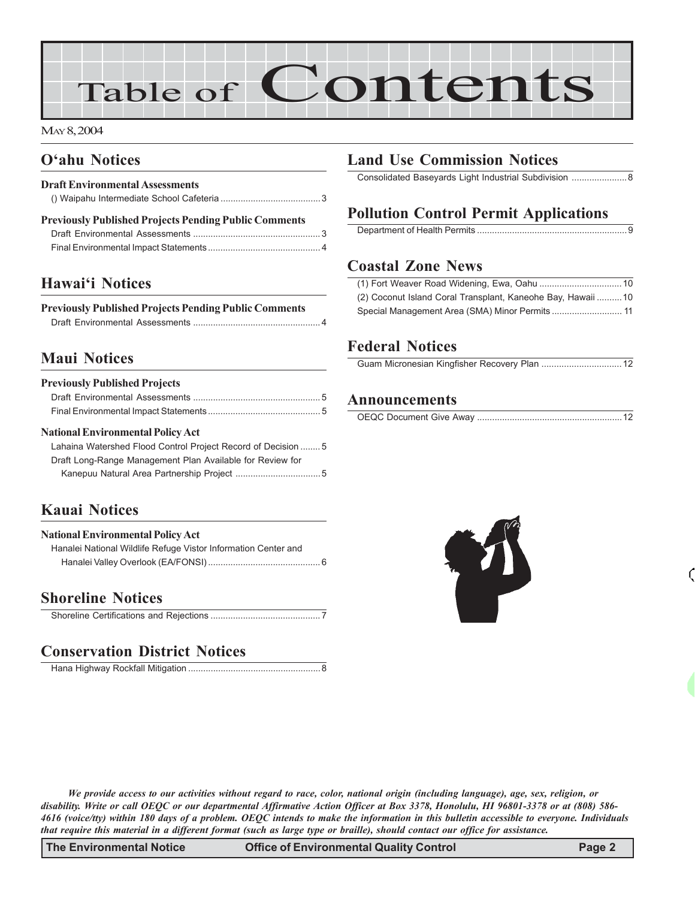# Table of Contents

May 8, 2004

## O'ahu Notices

### Draft Environmental Assessments

() Waipahu Intermediate School Cafeteria ........ 3

### Previously Published Projects Pending Public Comments

Draft Environmental Assessments ........ 3

Final Environmental Impact Statements ........ 4

## Hawai'i Notices

### Previously Published Projects Pending Public Comments

Draft Environmental Assessments ........ 4

## Maui Notices

### Previously Published Projects

Draft Environmental Assessments ........ 5

Final Environmental Impact Statements ........ 5

### National Environmental Policy Act

Lahaina Watershed Flood Control Project Record of Decision ........ 5

Draft Long-Range Management Plan Available for Review for Kanepuu Natural Area Partnership Project ........ 5

## Kauai Notices

### National Environmental Policy Act

Hanalei National Wildlife Refuge Vistor Information Center and Hanalei Valley Overlook (EA/FONSI) ........ 6

## Shoreline Notices

Shoreline Certifications and Rejections ........ 7

## Conservation District Notices

Hana Highway Rockfall Mitigation ........ 8

## Land Use Commission Notices

Consolidated Baseyards Light Industrial Subdivision ........ 8

## Pollution Control Permit Applications

Department of Health Permits ........ 9

## Coastal Zone News

(1) Fort Weaver Road Widening, Ewa, Oahu ........ 10

(2) Coconut Island Coral Transplant, Kaneohe Bay, Hawaii ........ 10

Special Management Area (SMA) Minor Permits ........ 11

## Federal Notices

Guam Micronesian Kingfisher Recovery Plan ........ 12

## Announcements

OEQC Document Give Away ........ 12

***We provide access to our activities without regard to race, color, national origin (including language), age, sex, religion, or disability. Write or call OEQC or our departmental Affirmative Action Officer at Box 3378, Honolulu, HI 96801-3378 or at (808) 586-4616 (voice/tty) within 180 days of a problem. OEQC intends to make the information in this bulletin accessible to everyone. Individuals that require this material in a different format (such as large type or braille), should contact our office for assistance.***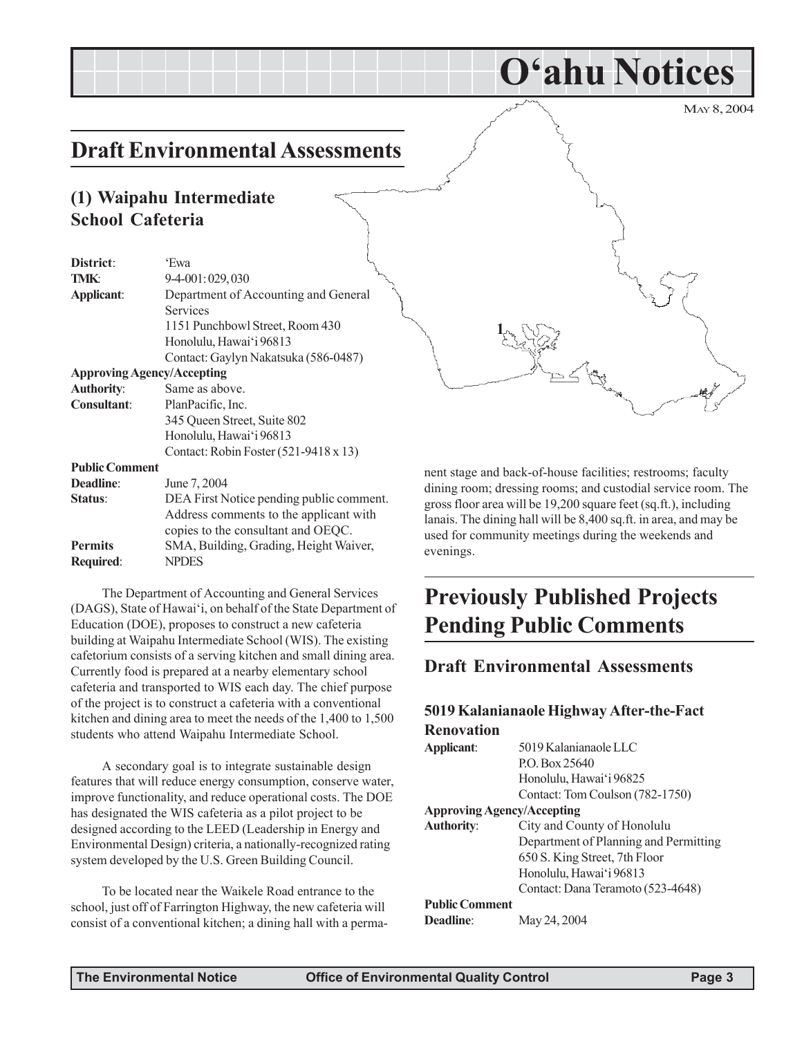# O'ahu Notices

MAY 8, 2004

## Draft Environmental Assessments

### (1) Waipahu Intermediate School Cafeteria

**District**: 'Ewa
**TMK**: 9-4-001: 029, 030
**Applicant**: Department of Accounting and General Services
1151 Punchbowl Street, Room 430
Honolulu, Hawai'i 96813
Contact: Gaylyn Nakatsuka (586-0487)
**Approving Agency/Accepting Authority**: Same as above.
**Consultant**: PlanPacific, Inc.
345 Queen Street, Suite 802
Honolulu, Hawai'i 96813
Contact: Robin Foster (521-9418 x 13)
**Public Comment Deadline**: June 7, 2004
**Status**: DEA First Notice pending public comment. Address comments to the applicant with copies to the consultant and OEQC.
**Permits Required**: SMA, Building, Grading, Height Waiver, NPDES

The Department of Accounting and General Services (DAGS), State of Hawai'i, on behalf of the State Department of Education (DOE), proposes to construct a new cafeteria building at Waipahu Intermediate School (WIS). The existing cafetorium consists of a serving kitchen and small dining area. Currently food is prepared at a nearby elementary school cafeteria and transported to WIS each day. The chief purpose of the project is to construct a cafeteria with a conventional kitchen and dining area to meet the needs of the 1,400 to 1,500 students who attend Waipahu Intermediate School.

A secondary goal is to integrate sustainable design features that will reduce energy consumption, conserve water, improve functionality, and reduce operational costs. The DOE has designated the WIS cafeteria as a pilot project to be designed according to the LEED (Leadership in Energy and Environmental Design) criteria, a nationally-recognized rating system developed by the U.S. Green Building Council.

To be located near the Waikele Road entrance to the school, just off of Farrington Highway, the new cafeteria will consist of a conventional kitchen; a dining hall with a permanent stage and back-of-house facilities; restrooms; faculty dining room; dressing rooms; and custodial service room. The gross floor area will be 19,200 square feet (sq.ft.), including lanais. The dining hall will be 8,400 sq.ft. in area, and may be used for community meetings during the weekends and evenings.

## Previously Published Projects Pending Public Comments

### Draft Environmental Assessments

#### 5019 Kalanianaole Highway After-the-Fact Renovation

**Applicant**: 5019 Kalanianaole LLC
P.O. Box 25640
Honolulu, Hawai'i 96825
Contact: Tom Coulson (782-1750)
**Approving Agency/Accepting Authority**: City and County of Honolulu
Department of Planning and Permitting
650 S. King Street, 7th Floor
Honolulu, Hawai'i 96813
Contact: Dana Teramoto (523-4648)
**Public Comment Deadline**: May 24, 2004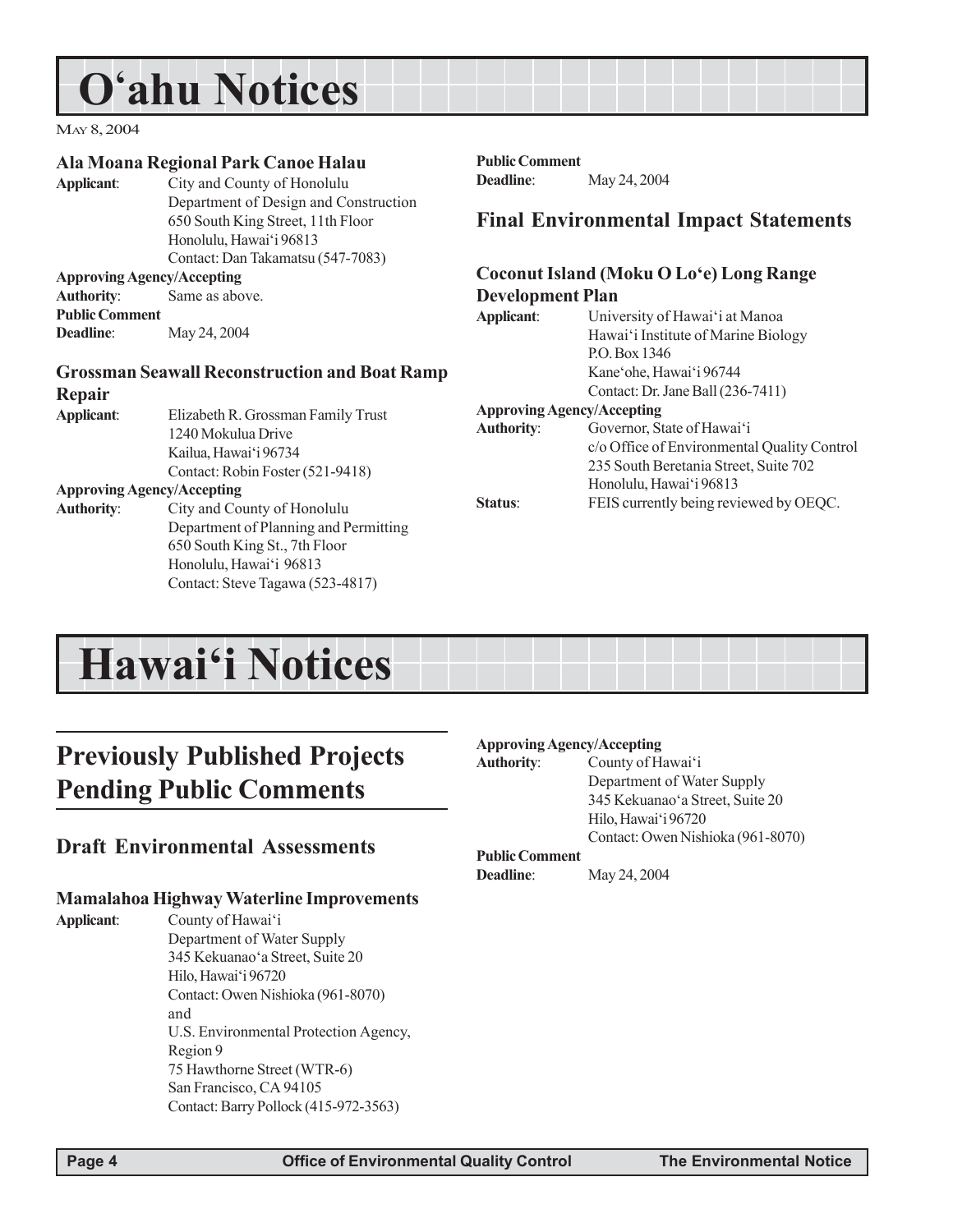# Oʻahu Notices

May 8, 2004

### Ala Moana Regional Park Canoe Halau

**Applicant**: City and County of Honolulu
Department of Design and Construction
650 South King Street, 11th Floor
Honolulu, Hawaiʻi 96813
Contact: Dan Takamatsu (547-7083)

**Approving Agency/Accepting Authority**: Same as above.

**Public Comment Deadline**: May 24, 2004

### Grossman Seawall Reconstruction and Boat Ramp Repair

**Applicant**: Elizabeth R. Grossman Family Trust
1240 Mokulua Drive
Kailua, Hawaiʻi 96734
Contact: Robin Foster (521-9418)

**Approving Agency/Accepting Authority**: City and County of Honolulu
Department of Planning and Permitting
650 South King St., 7th Floor
Honolulu, Hawaiʻi 96813
Contact: Steve Tagawa (523-4817)

**Public Comment Deadline**: May 24, 2004

## Final Environmental Impact Statements

### Coconut Island (Moku O Loʻe) Long Range Development Plan

**Applicant**: University of Hawaiʻi at Manoa
Hawaiʻi Institute of Marine Biology
P.O. Box 1346
Kaneʻohe, Hawaiʻi 96744
Contact: Dr. Jane Ball (236-7411)

**Approving Agency/Accepting Authority**: Governor, State of Hawaiʻi
c/o Office of Environmental Quality Control
235 South Beretania Street, Suite 702
Honolulu, Hawaiʻi 96813

**Status**: FEIS currently being reviewed by OEQC.

# Hawaiʻi Notices

## Previously Published Projects Pending Public Comments

## Draft Environmental Assessments

### Mamalahoa Highway Waterline Improvements

**Applicant**: County of Hawaiʻi
Department of Water Supply
345 Kekuanaoʻa Street, Suite 20
Hilo, Hawaiʻi 96720
Contact: Owen Nishioka (961-8070)
and
U.S. Environmental Protection Agency, Region 9
75 Hawthorne Street (WTR-6)
San Francisco, CA 94105
Contact: Barry Pollock (415-972-3563)

**Approving Agency/Accepting Authority**: County of Hawaiʻi
Department of Water Supply
345 Kekuanaoʻa Street, Suite 20
Hilo, Hawaiʻi 96720
Contact: Owen Nishioka (961-8070)

**Public Comment Deadline**: May 24, 2004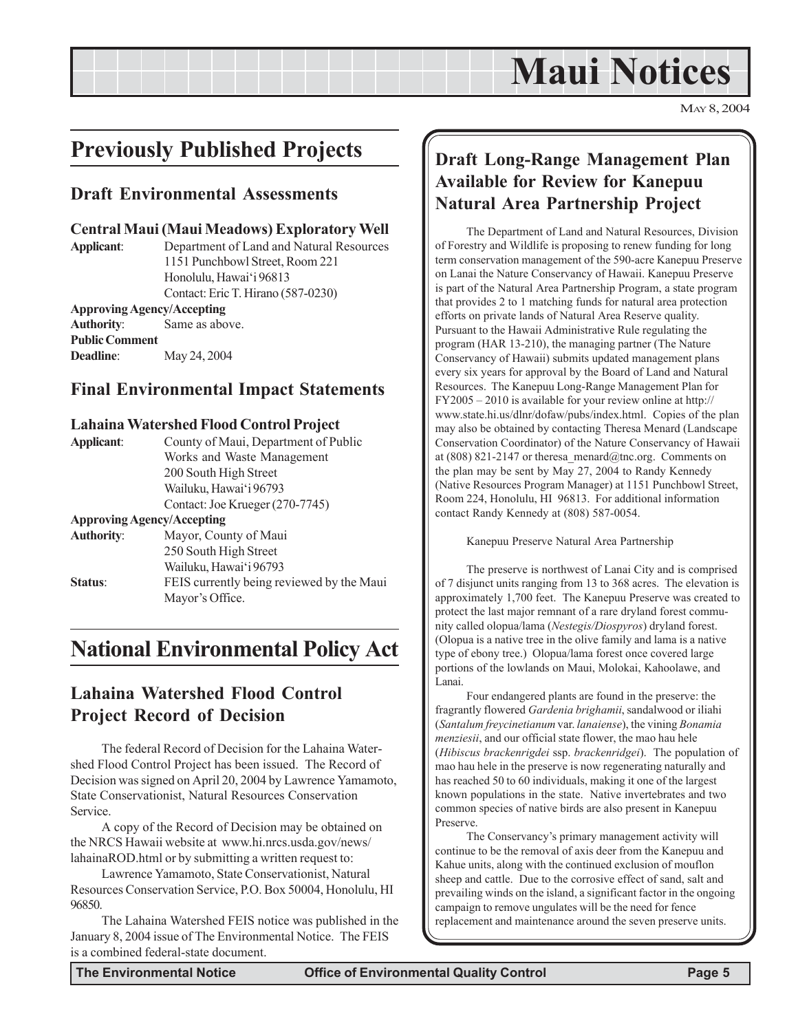# Maui Notices

MAY 8, 2004

## Previously Published Projects

### Draft Environmental Assessments

#### Central Maui (Maui Meadows) Exploratory Well

**Applicant**: Department of Land and Natural Resources
1151 Punchbowl Street, Room 221
Honolulu, Hawai'i 96813
Contact: Eric T. Hirano (587-0230)

**Approving Agency/Accepting Authority**: Same as above.

**Public Comment Deadline**: May 24, 2004

### Final Environmental Impact Statements

#### Lahaina Watershed Flood Control Project

**Applicant**: County of Maui, Department of Public Works and Waste Management
200 South High Street
Wailuku, Hawai'i 96793
Contact: Joe Krueger (270-7745)

**Approving Agency/Accepting Authority**: Mayor, County of Maui
250 South High Street
Wailuku, Hawai'i 96793

**Status**: FEIS currently being reviewed by the Maui Mayor's Office.

## National Environmental Policy Act

### Lahaina Watershed Flood Control Project Record of Decision

The federal Record of Decision for the Lahaina Watershed Flood Control Project has been issued. The Record of Decision was signed on April 20, 2004 by Lawrence Yamamoto, State Conservationist, Natural Resources Conservation Service.

A copy of the Record of Decision may be obtained on the NRCS Hawaii website at www.hi.nrcs.usda.gov/news/lahainaROD.html or by submitting a written request to:

Lawrence Yamamoto, State Conservationist, Natural Resources Conservation Service, P.O. Box 50004, Honolulu, HI 96850.

The Lahaina Watershed FEIS notice was published in the January 8, 2004 issue of The Environmental Notice. The FEIS is a combined federal-state document.

### Draft Long-Range Management Plan Available for Review for Kanepuu Natural Area Partnership Project

The Department of Land and Natural Resources, Division of Forestry and Wildlife is proposing to renew funding for long term conservation management of the 590-acre Kanepuu Preserve on Lanai the Nature Conservancy of Hawaii. Kanepuu Preserve is part of the Natural Area Partnership Program, a state program that provides 2 to 1 matching funds for natural area protection efforts on private lands of Natural Area Reserve quality. Pursuant to the Hawaii Administrative Rule regulating the program (HAR 13-210), the managing partner (The Nature Conservancy of Hawaii) submits updated management plans every six years for approval by the Board of Land and Natural Resources. The Kanepuu Long-Range Management Plan for FY2005 – 2010 is available for your review online at http://www.state.hi.us/dlnr/dofaw/pubs/index.html. Copies of the plan may also be obtained by contacting Theresa Menard (Landscape Conservation Coordinator) of the Nature Conservancy of Hawaii at (808) 821-2147 or theresa_menard@tnc.org. Comments on the plan may be sent by May 27, 2004 to Randy Kennedy (Native Resources Program Manager) at 1151 Punchbowl Street, Room 224, Honolulu, HI 96813. For additional information contact Randy Kennedy at (808) 587-0054.

Kanepuu Preserve Natural Area Partnership

The preserve is northwest of Lanai City and is comprised of 7 disjunct units ranging from 13 to 368 acres. The elevation is approximately 1,700 feet. The Kanepuu Preserve was created to protect the last major remnant of a rare dryland forest community called olopua/lama (*Nestegis/Diospyros*) dryland forest. (Olopua is a native tree in the olive family and lama is a native type of ebony tree.) Olopua/lama forest once covered large portions of the lowlands on Maui, Molokai, Kahoolawe, and Lanai.

Four endangered plants are found in the preserve: the fragrantly flowered *Gardenia brighamii*, sandalwood or iliahi (*Santalum freycinetianum* var. *lanaiense*), the vining *Bonamia menziesii*, and our official state flower, the mao hau hele (*Hibiscus brackenrigdei* ssp. *brackenridgei*). The population of mao hau hele in the preserve is now regenerating naturally and has reached 50 to 60 individuals, making it one of the largest known populations in the state. Native invertebrates and two common species of native birds are also present in Kanepuu Preserve.

The Conservancy's primary management activity will continue to be the removal of axis deer from the Kanepuu and Kahue units, along with the continued exclusion of mouflon sheep and cattle. Due to the corrosive effect of sand, salt and prevailing winds on the island, a significant factor in the ongoing campaign to remove ungulates will be the need for fence replacement and maintenance around the seven preserve units.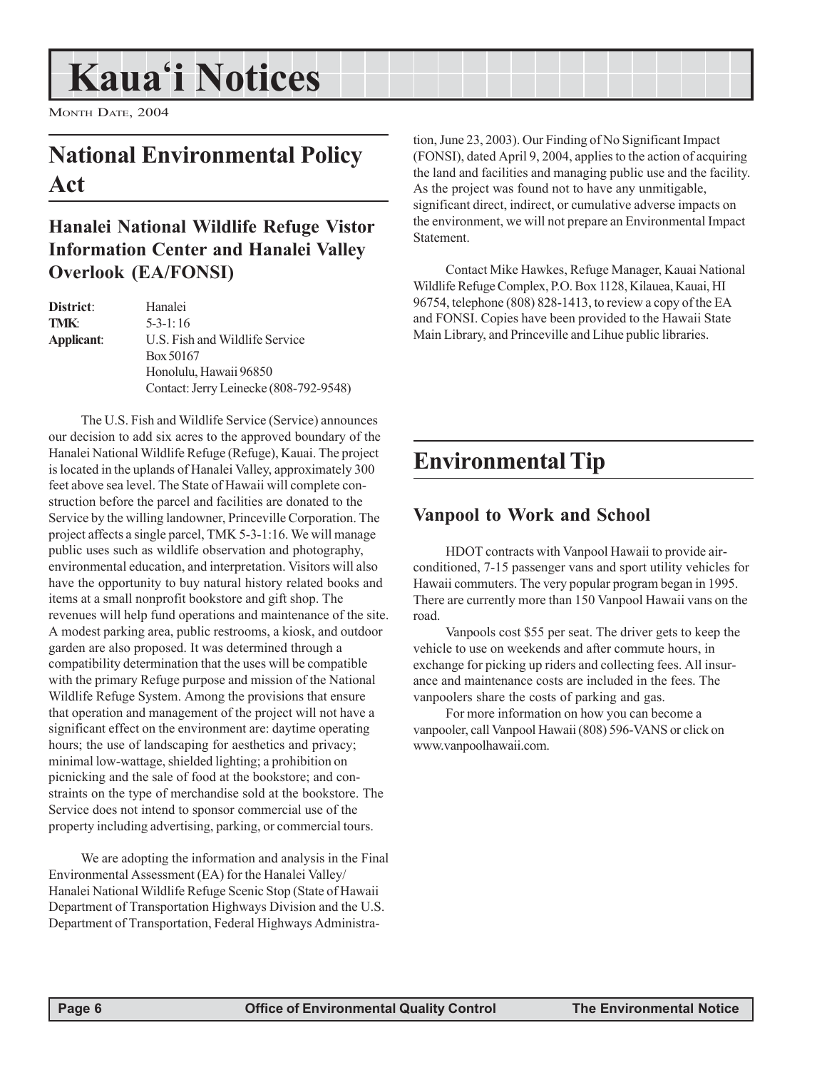# Kaua'i Notices

Month Date, 2004

## National Environmental Policy Act

### Hanalei National Wildlife Refuge Vistor Information Center and Hanalei Valley Overlook (EA/FONSI)

**District**: Hanalei
**TMK**: 5-3-1: 16
**Applicant**: U.S. Fish and Wildlife Service
Box 50167
Honolulu, Hawaii 96850
Contact: Jerry Leinecke (808-792-9548)

The U.S. Fish and Wildlife Service (Service) announces our decision to add six acres to the approved boundary of the Hanalei National Wildlife Refuge (Refuge), Kauai. The project is located in the uplands of Hanalei Valley, approximately 300 feet above sea level. The State of Hawaii will complete construction before the parcel and facilities are donated to the Service by the willing landowner, Princeville Corporation. The project affects a single parcel, TMK 5-3-1:16. We will manage public uses such as wildlife observation and photography, environmental education, and interpretation. Visitors will also have the opportunity to buy natural history related books and items at a small nonprofit bookstore and gift shop. The revenues will help fund operations and maintenance of the site. A modest parking area, public restrooms, a kiosk, and outdoor garden are also proposed. It was determined through a compatibility determination that the uses will be compatible with the primary Refuge purpose and mission of the National Wildlife Refuge System. Among the provisions that ensure that operation and management of the project will not have a significant effect on the environment are: daytime operating hours; the use of landscaping for aesthetics and privacy; minimal low-wattage, shielded lighting; a prohibition on picnicking and the sale of food at the bookstore; and constraints on the type of merchandise sold at the bookstore. The Service does not intend to sponsor commercial use of the property including advertising, parking, or commercial tours.

We are adopting the information and analysis in the Final Environmental Assessment (EA) for the Hanalei Valley/ Hanalei National Wildlife Refuge Scenic Stop (State of Hawaii Department of Transportation Highways Division and the U.S. Department of Transportation, Federal Highways Administration, June 23, 2003). Our Finding of No Significant Impact (FONSI), dated April 9, 2004, applies to the action of acquiring the land and facilities and managing public use and the facility. As the project was found not to have any unmitigable, significant direct, indirect, or cumulative adverse impacts on the environment, we will not prepare an Environmental Impact Statement.

Contact Mike Hawkes, Refuge Manager, Kauai National Wildlife Refuge Complex, P.O. Box 1128, Kilauea, Kauai, HI 96754, telephone (808) 828-1413, to review a copy of the EA and FONSI. Copies have been provided to the Hawaii State Main Library, and Princeville and Lihue public libraries.

## Environmental Tip

### Vanpool to Work and School

HDOT contracts with Vanpool Hawaii to provide air-conditioned, 7-15 passenger vans and sport utility vehicles for Hawaii commuters. The very popular program began in 1995. There are currently more than 150 Vanpool Hawaii vans on the road.

Vanpools cost $55 per seat. The driver gets to keep the vehicle to use on weekends and after commute hours, in exchange for picking up riders and collecting fees. All insurance and maintenance costs are included in the fees. The vanpoolers share the costs of parking and gas.

For more information on how you can become a vanpooler, call Vanpool Hawaii (808) 596-VANS or click on www.vanpoolhawaii.com.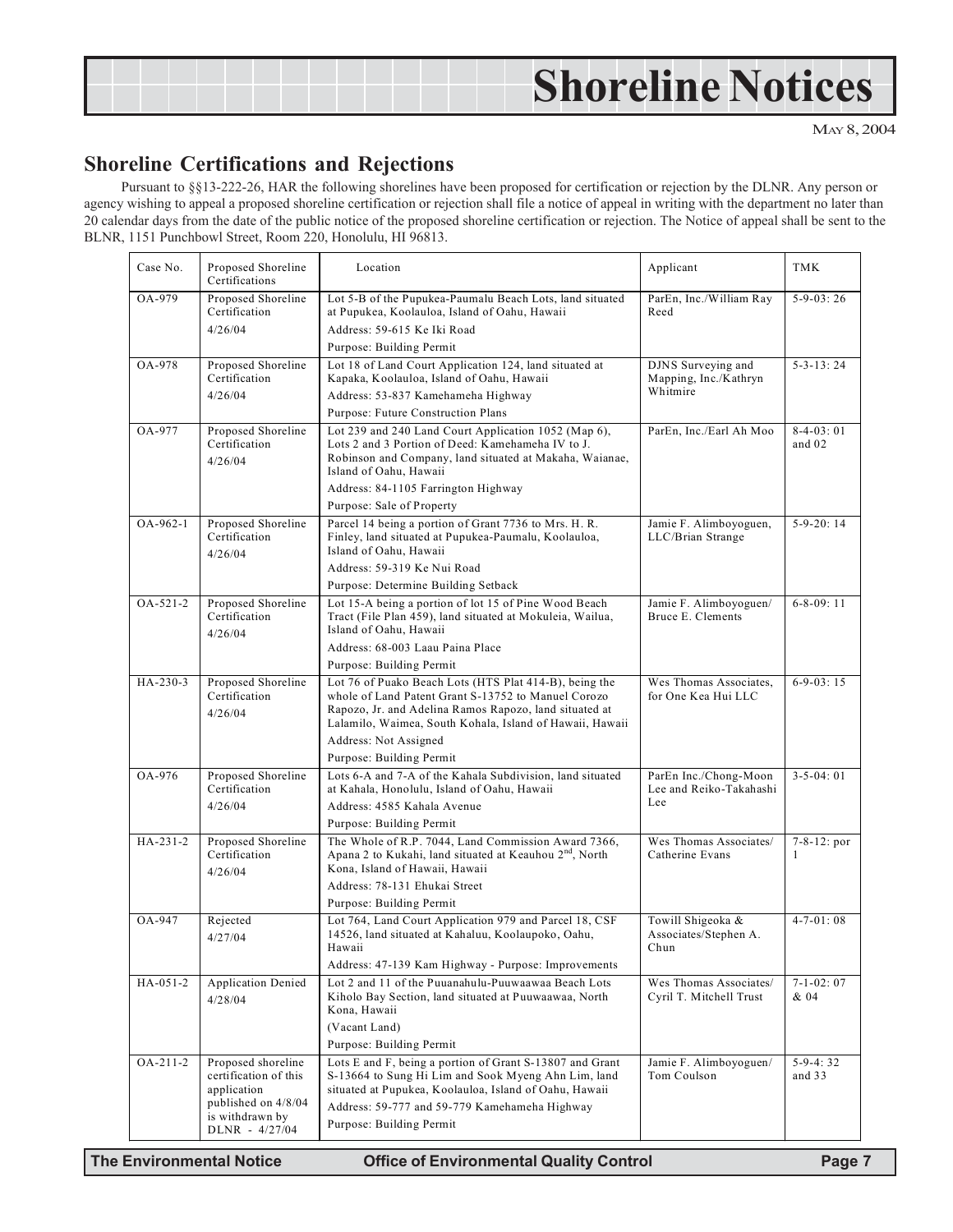# Shoreline Notices

May 8, 2004

## Shoreline Certifications and Rejections

Pursuant to §§13-222-26, HAR the following shorelines have been proposed for certification or rejection by the DLNR. Any person or agency wishing to appeal a proposed shoreline certification or rejection shall file a notice of appeal in writing with the department no later than 20 calendar days from the date of the public notice of the proposed shoreline certification or rejection. The Notice of appeal shall be sent to the BLNR, 1151 Punchbowl Street, Room 220, Honolulu, HI 96813.

| Case No. | Proposed Shoreline Certifications | Location | Applicant | TMK |
|---|---|---|---|---|
| OA-979 | Proposed Shoreline Certification<br>4/26/04 | Lot 5-B of the Pupukea-Paumalu Beach Lots, land situated at Pupukea, Koolauloa, Island of Oahu, Hawaii<br>Address: 59-615 Ke Iki Road<br>Purpose: Building Permit | ParEn, Inc./William Ray Reed | 5-9-03: 26 |
| OA-978 | Proposed Shoreline Certification<br>4/26/04 | Lot 18 of Land Court Application 124, land situated at Kapaka, Koolauloa, Island of Oahu, Hawaii<br>Address: 53-837 Kamehameha Highway<br>Purpose: Future Construction Plans | DJNS Surveying and Mapping, Inc./Kathryn Whitmire | 5-3-13: 24 |
| OA-977 | Proposed Shoreline Certification<br>4/26/04 | Lot 239 and 240 Land Court Application 1052 (Map 6), Lots 2 and 3 Portion of Deed: Kamehameha IV to J. Robinson and Company, land situated at Makaha, Waianae, Island of Oahu, Hawaii<br>Address: 84-1105 Farrington Highway<br>Purpose: Sale of Property | ParEn, Inc./Earl Ah Moo | 8-4-03: 01 and 02 |
| OA-962-1 | Proposed Shoreline Certification<br>4/26/04 | Parcel 14 being a portion of Grant 7736 to Mrs. H. R. Finley, land situated at Pupukea-Paumalu, Koolauloa, Island of Oahu, Hawaii<br>Address: 59-319 Ke Nui Road<br>Purpose: Determine Building Setback | Jamie F. Alimboyoguen, LLC/Brian Strange | 5-9-20: 14 |
| OA-521-2 | Proposed Shoreline Certification<br>4/26/04 | Lot 15-A being a portion of lot 15 of Pine Wood Beach Tract (File Plan 459), land situated at Mokuleia, Wailua, Island of Oahu, Hawaii<br>Address: 68-003 Laau Paina Place<br>Purpose: Building Permit | Jamie F. Alimboyoguen/ Bruce E. Clements | 6-8-09: 11 |
| HA-230-3 | Proposed Shoreline Certification<br>4/26/04 | Lot 76 of Puako Beach Lots (HTS Plat 414-B), being the whole of Land Patent Grant S-13752 to Manuel Corozo Rapozo, Jr. and Adelina Ramos Rapozo, land situated at Lalamilo, Waimea, South Kohala, Island of Hawaii, Hawaii<br>Address: Not Assigned<br>Purpose: Building Permit | Wes Thomas Associates, for One Kea Hui LLC | 6-9-03: 15 |
| OA-976 | Proposed Shoreline Certification<br>4/26/04 | Lots 6-A and 7-A of the Kahala Subdivision, land situated at Kahala, Honolulu, Island of Oahu, Hawaii<br>Address: 4585 Kahala Avenue<br>Purpose: Building Permit | ParEn Inc./Chong-Moon Lee and Reiko-Takahashi Lee | 3-5-04: 01 |
| HA-231-2 | Proposed Shoreline Certification<br>4/26/04 | The Whole of R.P. 7044, Land Commission Award 7366, Apana 2 to Kukahi, land situated at Keauhou 2nd, North Kona, Island of Hawaii, Hawaii<br>Address: 78-131 Ehukai Street<br>Purpose: Building Permit | Wes Thomas Associates/ Catherine Evans | 7-8-12: por 1 |
| OA-947 | Rejected<br>4/27/04 | Lot 764, Land Court Application 979 and Parcel 18, CSF 14526, land situated at Kahaluu, Koolaupoko, Oahu, Hawaii<br>Address: 47-139 Kam Highway - Purpose: Improvements | Towill Shigeoka & Associates/Stephen A. Chun | 4-7-01: 08 |
| HA-051-2 | Application Denied<br>4/28/04 | Lot 2 and 11 of the Puuanahulu-Puuwaawaa Beach Lots Kiholo Bay Section, land situated at Puuwaawaa, North Kona, Hawaii<br>(Vacant Land)<br>Purpose: Building Permit | Wes Thomas Associates/ Cyril T. Mitchell Trust | 7-1-02: 07 & 04 |
| OA-211-2 | Proposed shoreline certification of this application published on 4/8/04 is withdrawn by DLNR - 4/27/04 | Lots E and F, being a portion of Grant S-13807 and Grant S-13664 to Sung Hi Lim and Sook Myeng Ahn Lim, land situated at Pupukea, Koolauloa, Island of Oahu, Hawaii<br>Address: 59-777 and 59-779 Kamehameha Highway<br>Purpose: Building Permit | Jamie F. Alimboyoguen/ Tom Coulson | 5-9-4: 32 and 33 |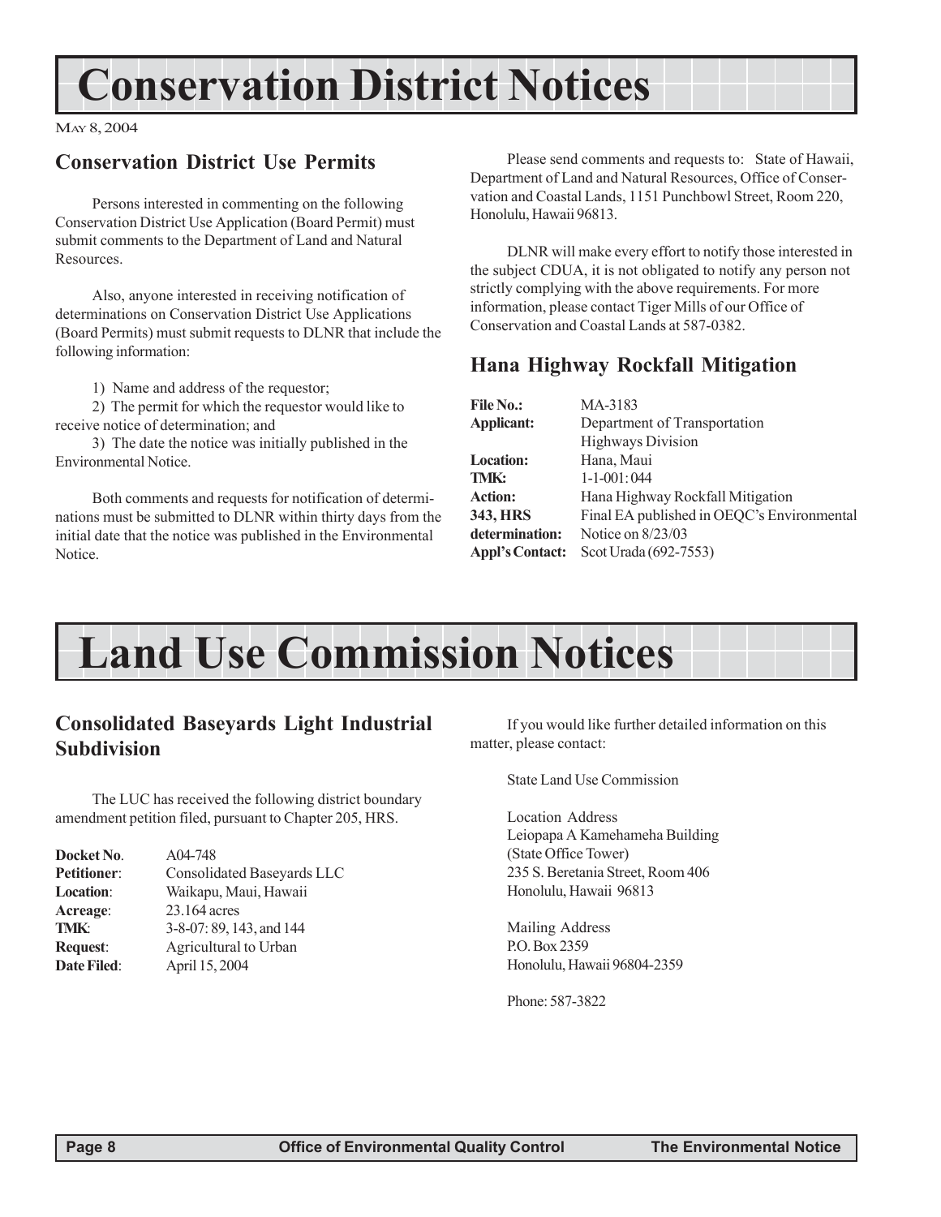# Conservation District Notices

MAY 8, 2004

## Conservation District Use Permits

Persons interested in commenting on the following Conservation District Use Application (Board Permit) must submit comments to the Department of Land and Natural Resources.

Also, anyone interested in receiving notification of determinations on Conservation District Use Applications (Board Permits) must submit requests to DLNR that include the following information:

1) Name and address of the requestor;
2) The permit for which the requestor would like to receive notice of determination; and
3) The date the notice was initially published in the Environmental Notice.

Both comments and requests for notification of determinations must be submitted to DLNR within thirty days from the initial date that the notice was published in the Environmental Notice.

Please send comments and requests to: State of Hawaii, Department of Land and Natural Resources, Office of Conservation and Coastal Lands, 1151 Punchbowl Street, Room 220, Honolulu, Hawaii 96813.

DLNR will make every effort to notify those interested in the subject CDUA, it is not obligated to notify any person not strictly complying with the above requirements. For more information, please contact Tiger Mills of our Office of Conservation and Coastal Lands at 587-0382.

## Hana Highway Rockfall Mitigation

| | |
|---|---|
| **File No.:** | MA-3183 |
| **Applicant:** | Department of Transportation Highways Division |
| **Location:** | Hana, Maui |
| **TMK:** | 1-1-001: 044 |
| **Action:** | Hana Highway Rockfall Mitigation |
| **343, HRS determination:** | Final EA published in OEQC's Environmental Notice on 8/23/03 |
| **Appl's Contact:** | Scot Urada (692-7553) |

# Land Use Commission Notices

## Consolidated Baseyards Light Industrial Subdivision

The LUC has received the following district boundary amendment petition filed, pursuant to Chapter 205, HRS.

| | |
|---|---|
| **Docket No**. | A04-748 |
| **Petitioner**: | Consolidated Baseyards LLC |
| **Location**: | Waikapu, Maui, Hawaii |
| **Acreage**: | 23.164 acres |
| **TMK**: | 3-8-07: 89, 143, and 144 |
| **Request**: | Agricultural to Urban |
| **Date Filed**: | April 15, 2004 |

If you would like further detailed information on this matter, please contact:

State Land Use Commission

Location Address
Leiopapa A Kamehameha Building
(State Office Tower)
235 S. Beretania Street, Room 406
Honolulu, Hawaii 96813

Mailing Address
P.O. Box 2359
Honolulu, Hawaii 96804-2359

Phone: 587-3822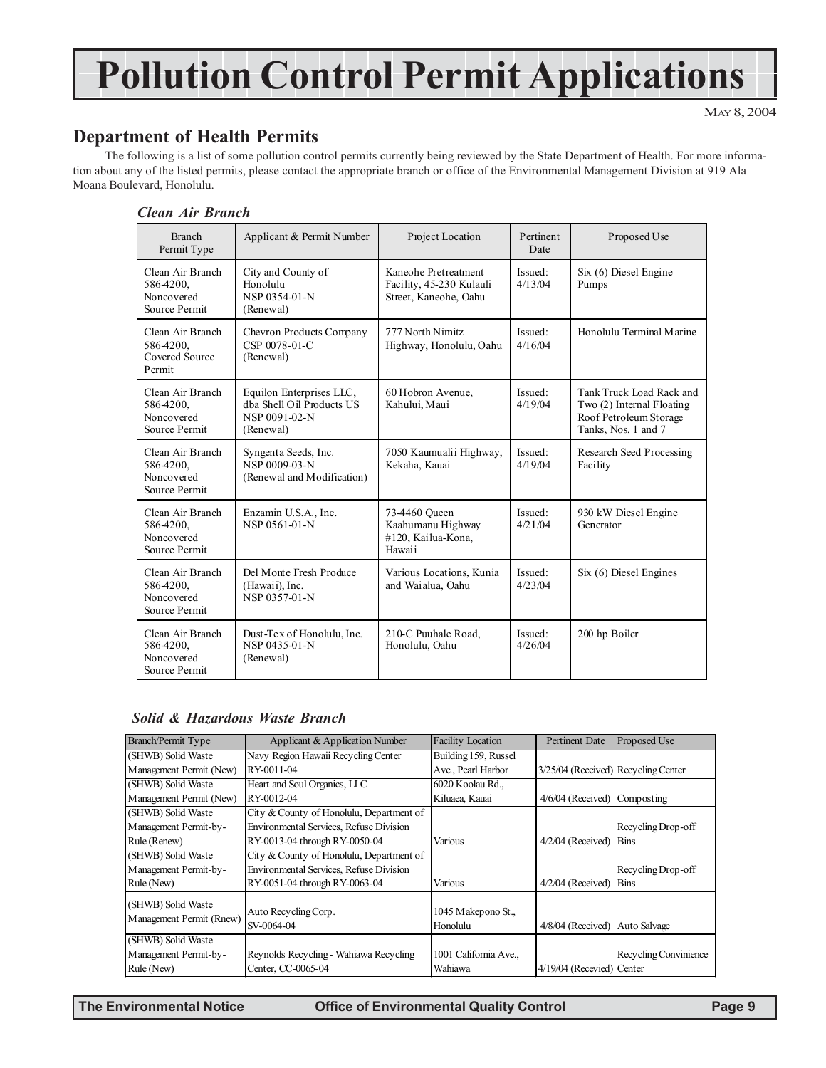# Pollution Control Permit Applications

May 8, 2004

## Department of Health Permits

The following is a list of some pollution control permits currently being reviewed by the State Department of Health. For more information about any of the listed permits, please contact the appropriate branch or office of the Environmental Management Division at 919 Ala Moana Boulevard, Honolulu.

### *Clean Air Branch*

| Branch Permit Type | Applicant & Permit Number | Project Location | Pertinent Date | Proposed Use |
|---|---|---|---|---|
| Clean Air Branch 586-4200, Noncovered Source Permit | City and County of Honolulu NSP 0354-01-N (Renewal) | Kaneohe Pretreatment Facility, 45-230 Kulauli Street, Kaneohe, Oahu | Issued: 4/13/04 | Six (6) Diesel Engine Pumps |
| Clean Air Branch 586-4200, Covered Source Permit | Chevron Products Company CSP 0078-01-C (Renewal) | 777 North Nimitz Highway, Honolulu, Oahu | Issued: 4/16/04 | Honolulu Terminal Marine |
| Clean Air Branch 586-4200, Noncovered Source Permit | Equilon Enterprises LLC, dba Shell Oil Products US NSP 0091-02-N (Renewal) | 60 Hobron Avenue, Kahului, Maui | Issued: 4/19/04 | Tank Truck Load Rack and Two (2) Internal Floating Roof Petroleum Storage Tanks, Nos. 1 and 7 |
| Clean Air Branch 586-4200, Noncovered Source Permit | Syngenta Seeds, Inc. NSP 0009-03-N (Renewal and Modification) | 7050 Kaumualii Highway, Kekaha, Kauai | Issued: 4/19/04 | Research Seed Processing Facility |
| Clean Air Branch 586-4200, Noncovered Source Permit | Enzamin U.S.A., Inc. NSP 0561-01-N | 73-4460 Queen Kaahumanu Highway #120, Kailua-Kona, Hawaii | Issued: 4/21/04 | 930 kW Diesel Engine Generator |
| Clean Air Branch 586-4200, Noncovered Source Permit | Del Monte Fresh Produce (Hawaii), Inc. NSP 0357-01-N | Various Locations, Kunia and Waialua, Oahu | Issued: 4/23/04 | Six (6) Diesel Engines |
| Clean Air Branch 586-4200, Noncovered Source Permit | Dust-Tex of Honolulu, Inc. NSP 0435-01-N (Renewal) | 210-C Puuhale Road, Honolulu, Oahu | Issued: 4/26/04 | 200 hp Boiler |

### *Solid & Hazardous Waste Branch*

| Branch/Permit Type | Applicant & Application Number | Facility Location | Pertinent Date | Proposed Use |
|---|---|---|---|---|
| (SHWB) Solid Waste Management Permit (New) | Navy Region Hawaii Recycling Center RY-0011-04 | Building 159, Russel Ave., Pearl Harbor | 3/25/04 (Received) | Recycling Center |
| (SHWB) Solid Waste Management Permit (New) | Heart and Soul Organics, LLC RY-0012-04 | 6020 Koolau Rd., Kiluaea, Kauai | 4/6/04 (Received) | Composting |
| (SHWB) Solid Waste Management Permit-by-Rule (Renew) | City & County of Honolulu, Department of Environmental Services, Refuse Division RY-0013-04 through RY-0050-04 | Various | 4/2/04 (Received) | Recycling Drop-off Bins |
| (SHWB) Solid Waste Management Permit-by-Rule (New) | City & County of Honolulu, Department of Environmental Services, Refuse Division RY-0051-04 through RY-0063-04 | Various | 4/2/04 (Received) | Recycling Drop-off Bins |
| (SHWB) Solid Waste Management Permit (Rnew) | Auto Recycling Corp. SV-0064-04 | 1045 Makepono St., Honolulu | 4/8/04 (Received) | Auto Salvage |
| (SHWB) Solid Waste Management Permit-by-Rule (New) | Reynolds Recycling - Wahiawa Recycling Center, CC-0065-04 | 1001 California Ave., Wahiawa | 4/19/04 (Received) | Recycling Convinience Center |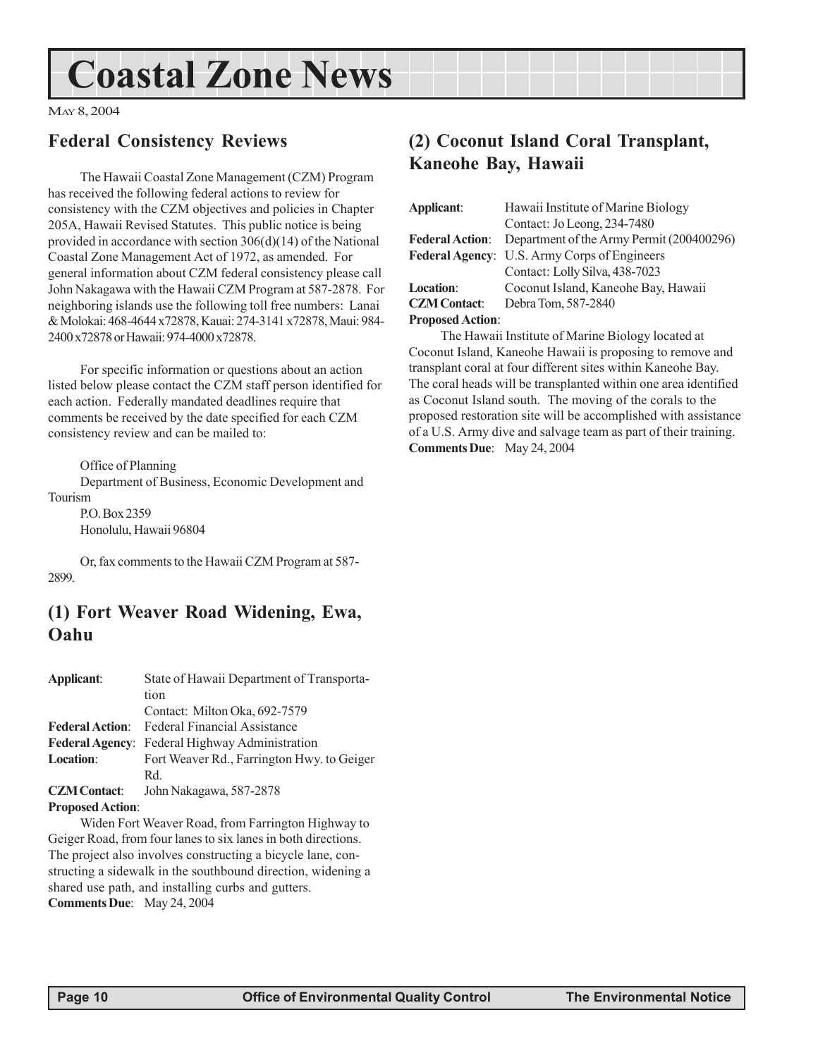# Coastal Zone News

May 8, 2004

## Federal Consistency Reviews

The Hawaii Coastal Zone Management (CZM) Program has received the following federal actions to review for consistency with the CZM objectives and policies in Chapter 205A, Hawaii Revised Statutes. This public notice is being provided in accordance with section 306(d)(14) of the National Coastal Zone Management Act of 1972, as amended. For general information about CZM federal consistency please call John Nakagawa with the Hawaii CZM Program at 587-2878. For neighboring islands use the following toll free numbers: Lanai & Molokai: 468-4644 x72878, Kauai: 274-3141 x72878, Maui: 984-2400 x72878 or Hawaii: 974-4000 x72878.

For specific information or questions about an action listed below please contact the CZM staff person identified for each action. Federally mandated deadlines require that comments be received by the date specified for each CZM consistency review and can be mailed to:

Office of Planning
Department of Business, Economic Development and Tourism
P.O. Box 2359
Honolulu, Hawaii 96804

Or, fax comments to the Hawaii CZM Program at 587-2899.

## (1) Fort Weaver Road Widening, Ewa, Oahu

**Applicant**: State of Hawaii Department of Transportation
Contact: Milton Oka, 692-7579
**Federal Action**: Federal Financial Assistance
**Federal Agency**: Federal Highway Administration
**Location**: Fort Weaver Rd., Farrington Hwy. to Geiger Rd.
**CZM Contact**: John Nakagawa, 587-2878
**Proposed Action**:

Widen Fort Weaver Road, from Farrington Highway to Geiger Road, from four lanes to six lanes in both directions. The project also involves constructing a bicycle lane, constructing a sidewalk in the southbound direction, widening a shared use path, and installing curbs and gutters.

**Comments Due**: May 24, 2004

## (2) Coconut Island Coral Transplant, Kaneohe Bay, Hawaii

**Applicant**: Hawaii Institute of Marine Biology
Contact: Jo Leong, 234-7480
**Federal Action**: Department of the Army Permit (200400296)
**Federal Agency**: U.S. Army Corps of Engineers
Contact: Lolly Silva, 438-7023
**Location**: Coconut Island, Kaneohe Bay, Hawaii
**CZM Contact**: Debra Tom, 587-2840
**Proposed Action**:

The Hawaii Institute of Marine Biology located at Coconut Island, Kaneohe Hawaii is proposing to remove and transplant coral at four different sites within Kaneohe Bay. The coral heads will be transplanted within one area identified as Coconut Island south. The moving of the corals to the proposed restoration site will be accomplished with assistance of a U.S. Army dive and salvage team as part of their training.

**Comments Due**: May 24, 2004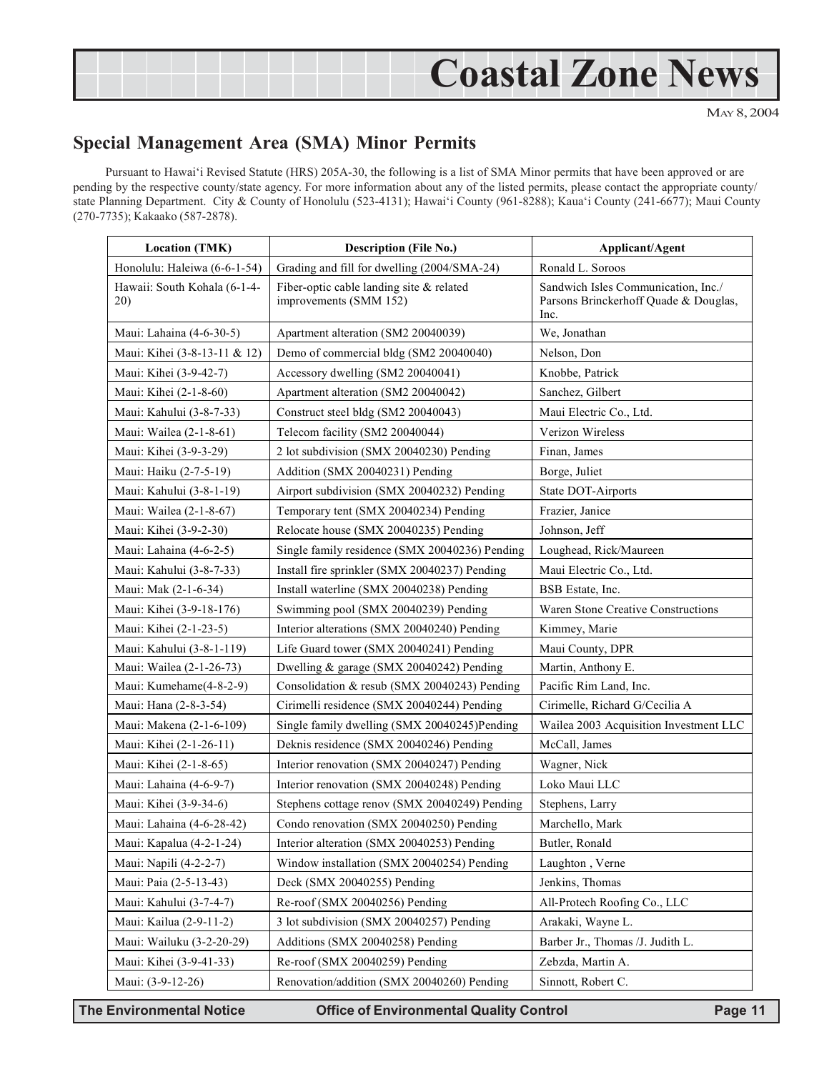# Coastal Zone News

May 8, 2004

## Special Management Area (SMA) Minor Permits

Pursuant to Hawai'i Revised Statute (HRS) 205A-30, the following is a list of SMA Minor permits that have been approved or are pending by the respective county/state agency. For more information about any of the listed permits, please contact the appropriate county/state Planning Department. City & County of Honolulu (523-4131); Hawai'i County (961-8288); Kaua'i County (241-6677); Maui County (270-7735); Kakaako (587-2878).

| Location (TMK) | Description (File No.) | Applicant/Agent |
|---|---|---|
| Honolulu: Haleiwa (6-6-1-54) | Grading and fill for dwelling (2004/SMA-24) | Ronald L. Soroos |
| Hawaii: South Kohala (6-1-4-20) | Fiber-optic cable landing site & related improvements (SMM 152) | Sandwich Isles Communication, Inc./ Parsons Brinckerhoff Quade & Douglas, Inc. |
| Maui: Lahaina (4-6-30-5) | Apartment alteration (SM2 20040039) | We, Jonathan |
| Maui: Kihei (3-8-13-11 & 12) | Demo of commercial bldg (SM2 20040040) | Nelson, Don |
| Maui: Kihei (3-9-42-7) | Accessory dwelling (SM2 20040041) | Knobbe, Patrick |
| Maui: Kihei (2-1-8-60) | Apartment alteration (SM2 20040042) | Sanchez, Gilbert |
| Maui: Kahului (3-8-7-33) | Construct steel bldg (SM2 20040043) | Maui Electric Co., Ltd. |
| Maui: Wailea (2-1-8-61) | Telecom facility (SM2 20040044) | Verizon Wireless |
| Maui: Kihei (3-9-3-29) | 2 lot subdivision (SMX 20040230) Pending | Finan, James |
| Maui: Haiku (2-7-5-19) | Addition (SMX 20040231) Pending | Borge, Juliet |
| Maui: Kahului (3-8-1-19) | Airport subdivision (SMX 20040232) Pending | State DOT-Airports |
| Maui: Wailea (2-1-8-67) | Temporary tent (SMX 20040234) Pending | Frazier, Janice |
| Maui: Kihei (3-9-2-30) | Relocate house (SMX 20040235) Pending | Johnson, Jeff |
| Maui: Lahaina (4-6-2-5) | Single family residence (SMX 20040236) Pending | Loughead, Rick/Maureen |
| Maui: Kahului (3-8-7-33) | Install fire sprinkler (SMX 20040237) Pending | Maui Electric Co., Ltd. |
| Maui: Mak (2-1-6-34) | Install waterline (SMX 20040238) Pending | BSB Estate, Inc. |
| Maui: Kihei (3-9-18-176) | Swimming pool (SMX 20040239) Pending | Waren Stone Creative Constructions |
| Maui: Kihei (2-1-23-5) | Interior alterations (SMX 20040240) Pending | Kimmey, Marie |
| Maui: Kahului (3-8-1-119) | Life Guard tower (SMX 20040241) Pending | Maui County, DPR |
| Maui: Wailea (2-1-26-73) | Dwelling & garage (SMX 20040242) Pending | Martin, Anthony E. |
| Maui: Kumehame(4-8-2-9) | Consolidation & resub (SMX 20040243) Pending | Pacific Rim Land, Inc. |
| Maui: Hana (2-8-3-54) | Cirimelli residence (SMX 20040244) Pending | Cirimelle, Richard G/Cecilia A |
| Maui: Makena (2-1-6-109) | Single family dwelling (SMX 20040245)Pending | Wailea 2003 Acquisition Investment LLC |
| Maui: Kihei (2-1-26-11) | Deknis residence (SMX 20040246) Pending | McCall, James |
| Maui: Kihei (2-1-8-65) | Interior renovation (SMX 20040247) Pending | Wagner, Nick |
| Maui: Lahaina (4-6-9-7) | Interior renovation (SMX 20040248) Pending | Loko Maui LLC |
| Maui: Kihei (3-9-34-6) | Stephens cottage renov (SMX 20040249) Pending | Stephens, Larry |
| Maui: Lahaina (4-6-28-42) | Condo renovation (SMX 20040250) Pending | Marchello, Mark |
| Maui: Kapalua (4-2-1-24) | Interior alteration (SMX 20040253) Pending | Butler, Ronald |
| Maui: Napili (4-2-2-7) | Window installation (SMX 20040254) Pending | Laughton , Verne |
| Maui: Paia (2-5-13-43) | Deck (SMX 20040255) Pending | Jenkins, Thomas |
| Maui: Kahului (3-7-4-7) | Re-roof (SMX 20040256) Pending | All-Protech Roofing Co., LLC |
| Maui: Kailua (2-9-11-2) | 3 lot subdivision (SMX 20040257) Pending | Arakaki, Wayne L. |
| Maui: Wailuku (3-2-20-29) | Additions (SMX 20040258) Pending | Barber Jr., Thomas /J. Judith L. |
| Maui: Kihei (3-9-41-33) | Re-roof (SMX 20040259) Pending | Zebzda, Martin A. |
| Maui: (3-9-12-26) | Renovation/addition (SMX 20040260) Pending | Sinnott, Robert C. |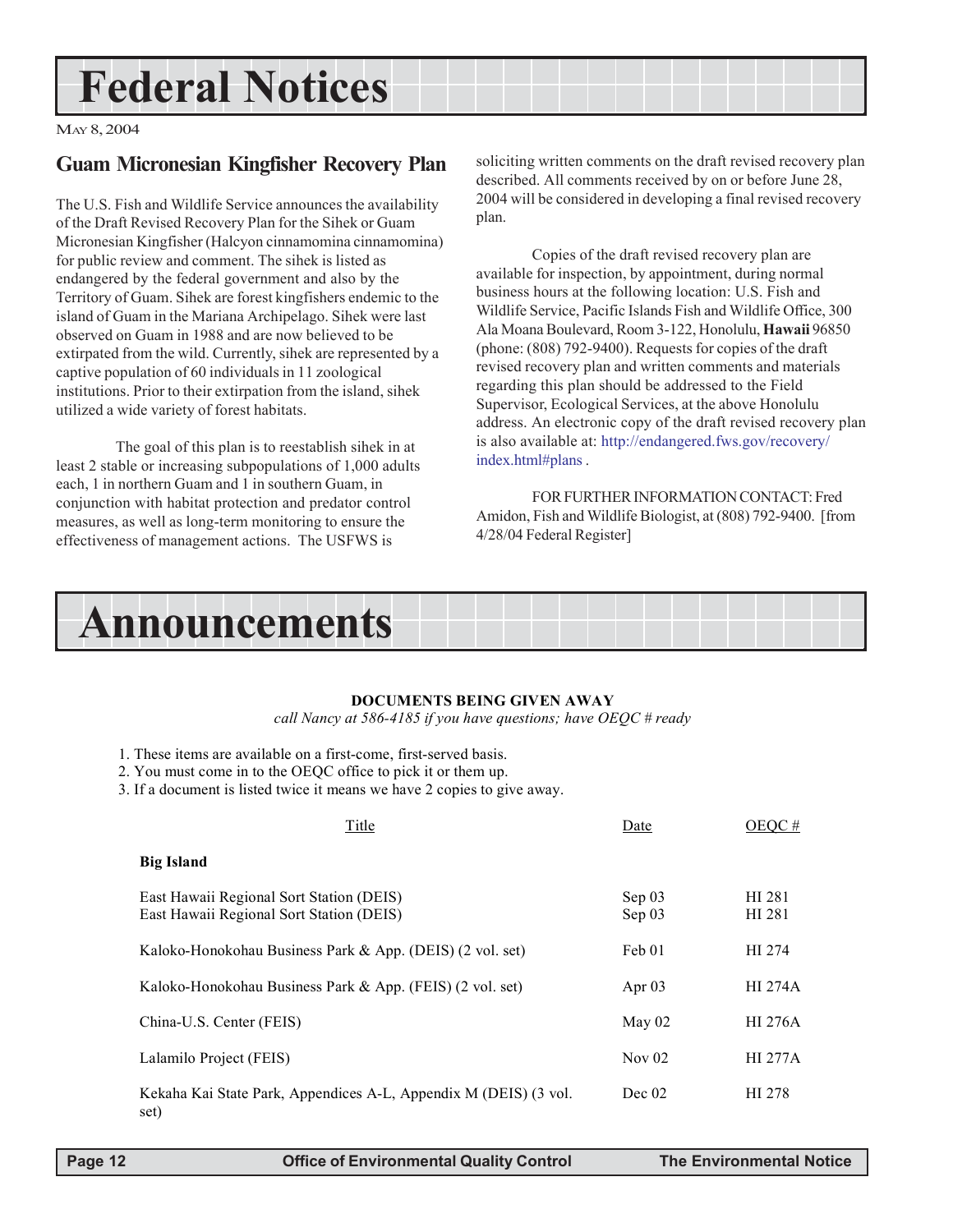# Federal Notices

May 8, 2004

## Guam Micronesian Kingfisher Recovery Plan

The U.S. Fish and Wildlife Service announces the availability of the Draft Revised Recovery Plan for the Sihek or Guam Micronesian Kingfisher (Halcyon cinnamomina cinnamomina) for public review and comment. The sihek is listed as endangered by the federal government and also by the Territory of Guam. Sihek are forest kingfishers endemic to the island of Guam in the Mariana Archipelago. Sihek were last observed on Guam in 1988 and are now believed to be extirpated from the wild. Currently, sihek are represented by a captive population of 60 individuals in 11 zoological institutions. Prior to their extirpation from the island, sihek utilized a wide variety of forest habitats.

The goal of this plan is to reestablish sihek in at least 2 stable or increasing subpopulations of 1,000 adults each, 1 in northern Guam and 1 in southern Guam, in conjunction with habitat protection and predator control measures, as well as long-term monitoring to ensure the effectiveness of management actions. The USFWS is soliciting written comments on the draft revised recovery plan described. All comments received by on or before June 28, 2004 will be considered in developing a final revised recovery plan.

Copies of the draft revised recovery plan are available for inspection, by appointment, during normal business hours at the following location: U.S. Fish and Wildlife Service, Pacific Islands Fish and Wildlife Office, 300 Ala Moana Boulevard, Room 3-122, Honolulu, **Hawaii** 96850 (phone: (808) 792-9400). Requests for copies of the draft revised recovery plan and written comments and materials regarding this plan should be addressed to the Field Supervisor, Ecological Services, at the above Honolulu address. An electronic copy of the draft revised recovery plan is also available at: http://endangered.fws.gov/recovery/index.html#plans .

FOR FURTHER INFORMATION CONTACT: Fred Amidon, Fish and Wildlife Biologist, at (808) 792-9400. [from 4/28/04 Federal Register]

# Announcements

**DOCUMENTS BEING GIVEN AWAY**

*call Nancy at 586-4185 if you have questions; have OEQC # ready*

1. These items are available on a first-come, first-served basis.
2. You must come in to the OEQC office to pick it or them up.
3. If a document is listed twice it means we have 2 copies to give away.

| Title | Date | OEQC # |
|---|---|---|
| **Big Island** | | |
| East Hawaii Regional Sort Station (DEIS) | Sep 03 | HI 281 |
| East Hawaii Regional Sort Station (DEIS) | Sep 03 | HI 281 |
| Kaloko-Honokohau Business Park & App. (DEIS) (2 vol. set) | Feb 01 | HI 274 |
| Kaloko-Honokohau Business Park & App. (FEIS) (2 vol. set) | Apr 03 | HI 274A |
| China-U.S. Center (FEIS) | May 02 | HI 276A |
| Lalamilo Project (FEIS) | Nov 02 | HI 277A |
| Kekaha Kai State Park, Appendices A-L, Appendix M (DEIS) (3 vol. set) | Dec 02 | HI 278 |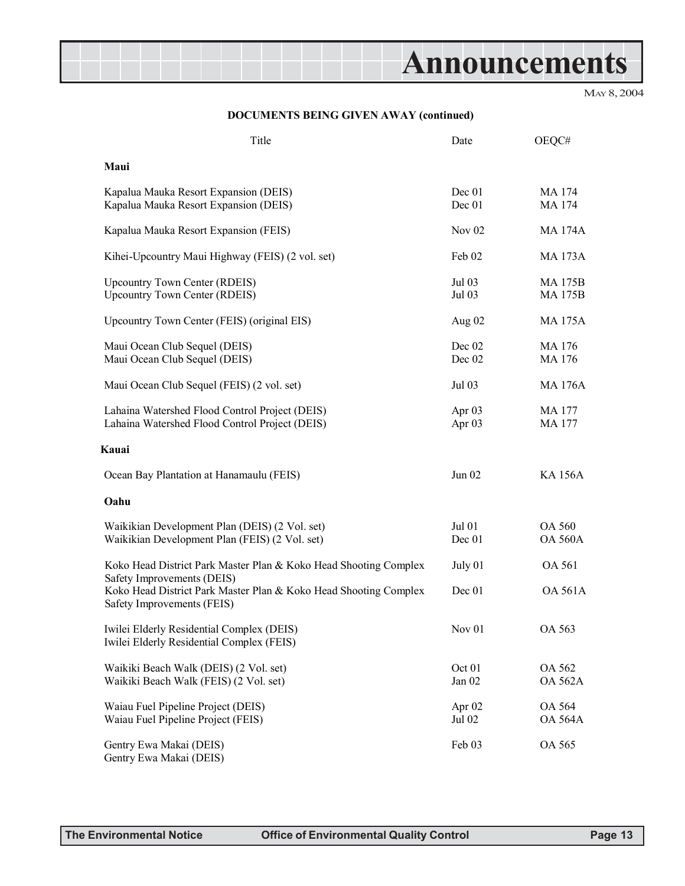# Announcements

MAY 8, 2004

### DOCUMENTS BEING GIVEN AWAY (continued)

| Title | Date | OEQC# |
|---|---|---|
| **Maui** | | |
| Kapalua Mauka Resort Expansion (DEIS) | Dec 01 | MA 174 |
| Kapalua Mauka Resort Expansion (DEIS) | Dec 01 | MA 174 |
| Kapalua Mauka Resort Expansion (FEIS) | Nov 02 | MA 174A |
| Kihei-Upcountry Maui Highway (FEIS) (2 vol. set) | Feb 02 | MA 173A |
| Upcountry Town Center (RDEIS) | Jul 03 | MA 175B |
| Upcountry Town Center (RDEIS) | Jul 03 | MA 175B |
| Upcountry Town Center (FEIS) (original EIS) | Aug 02 | MA 175A |
| Maui Ocean Club Sequel (DEIS) | Dec 02 | MA 176 |
| Maui Ocean Club Sequel (DEIS) | Dec 02 | MA 176 |
| Maui Ocean Club Sequel (FEIS) (2 vol. set) | Jul 03 | MA 176A |
| Lahaina Watershed Flood Control Project (DEIS) | Apr 03 | MA 177 |
| Lahaina Watershed Flood Control Project (DEIS) | Apr 03 | MA 177 |
| **Kauai** | | |
| Ocean Bay Plantation at Hanamaulu (FEIS) | Jun 02 | KA 156A |
| **Oahu** | | |
| Waikikian Development Plan (DEIS) (2 Vol. set) | Jul 01 | OA 560 |
| Waikikian Development Plan (FEIS) (2 Vol. set) | Dec 01 | OA 560A |
| Koko Head District Park Master Plan & Koko Head Shooting Complex Safety Improvements (DEIS) | July 01 | OA 561 |
| Koko Head District Park Master Plan & Koko Head Shooting Complex Safety Improvements (FEIS) | Dec 01 | OA 561A |
| Iwilei Elderly Residential Complex (DEIS) | Nov 01 | OA 563 |
| Iwilei Elderly Residential Complex (FEIS) | | |
| Waikiki Beach Walk (DEIS) (2 Vol. set) | Oct 01 | OA 562 |
| Waikiki Beach Walk (FEIS) (2 Vol. set) | Jan 02 | OA 562A |
| Waiau Fuel Pipeline Project (DEIS) | Apr 02 | OA 564 |
| Waiau Fuel Pipeline Project (FEIS) | Jul 02 | OA 564A |
| Gentry Ewa Makai (DEIS) | Feb 03 | OA 565 |
| Gentry Ewa Makai (DEIS) | | |